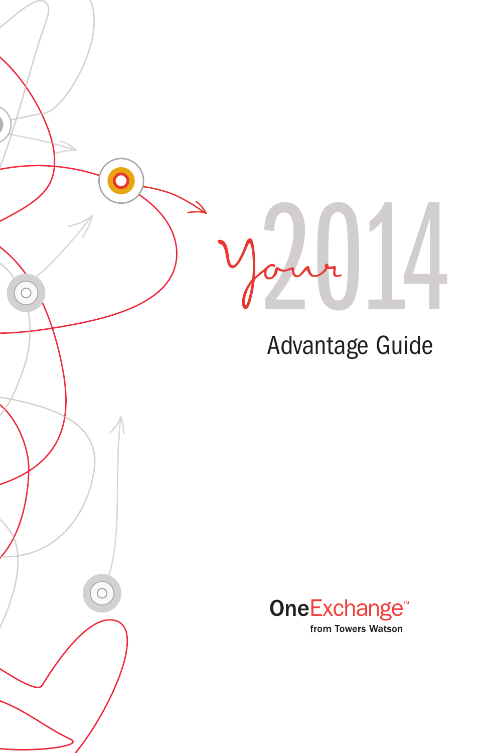# Your 2014

## Advantage Guide

**OneExchange**™

from Towers Watson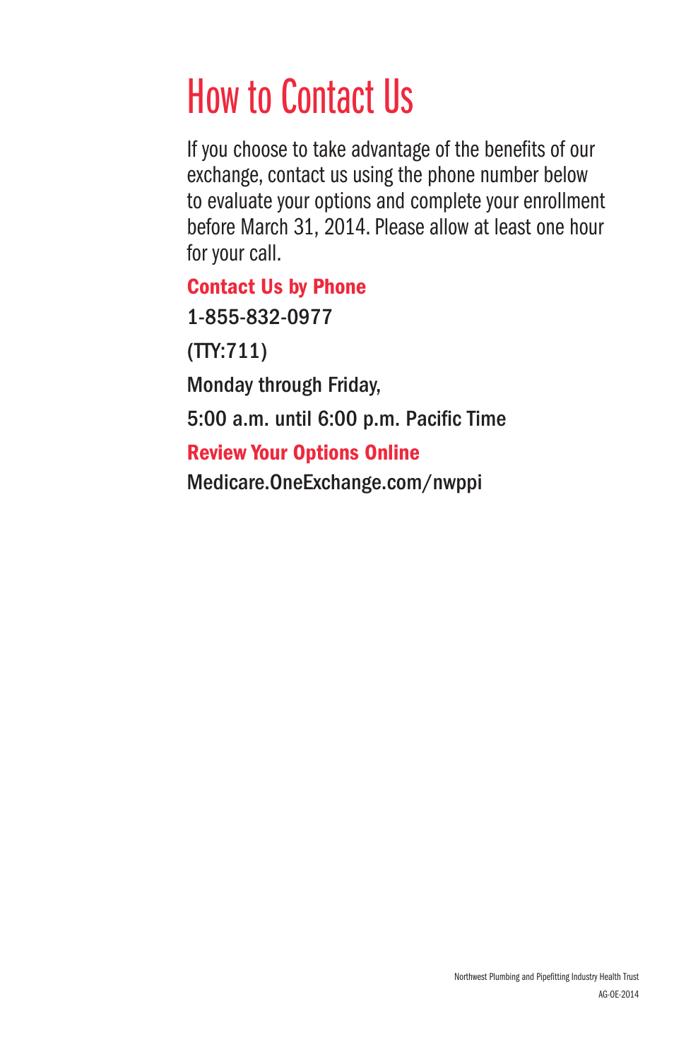# How to Contact Us

If you choose to take advantage of the benefits of our exchange, contact us using the phone number below to evaluate your options and complete your enrollment before March 31, 2014. Please allow at least one hour for your call.

## Contact Us by Phone

1-855-832-0977

(TTY:711)

Monday through Friday,

5:00 a.m. until 6:00 p.m. Pacific Time

## Review Your Options Online

Medicare.OneExchange.com/nwppi

Northwest Plumbing and Pipefitting Industry Health Trust

AG-OE-2014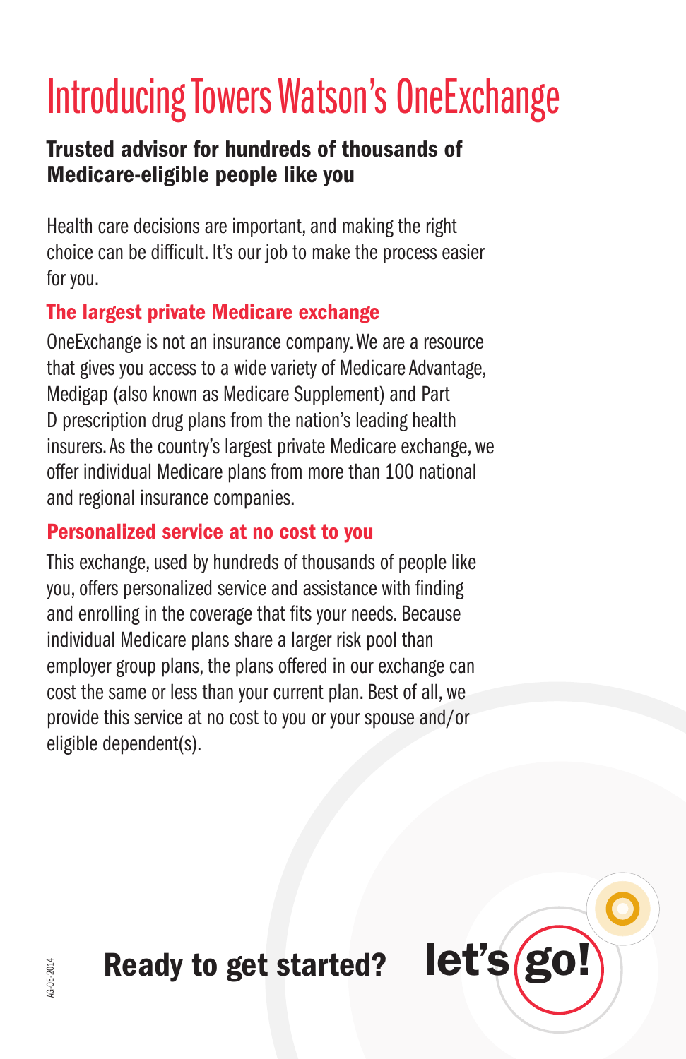# Introducing Towers Watson's OneExchange

**Trusted advisor for hundreds of thousands of Medicare-eligible people like you**

Health care decisions are important, and making the right choice can be difficult. It's our job to make the process easier for you.

## The largest private Medicare exchange

OneExchange is not an insurance company. We are a resource that gives you access to a wide variety of Medicare Advantage, Medigap (also known as Medicare Supplement) and Part D prescription drug plans from the nation's leading health insurers. As the country's largest private Medicare exchange, we offer individual Medicare plans from more than 100 national and regional insurance companies.

## Personalized service at no cost to you

This exchange, used by hundreds of thousands of people like you, offers personalized service and assistance with finding and enrolling in the coverage that fits your needs. Because individual Medicare plans share a larger risk pool than employer group plans, the plans offered in our exchange can cost the same or less than your current plan. Best of all, we provide this service at no cost to you or your spouse and/or eligible dependent(s).

**Ready to get started?** **let's go!**

AG-OE-2014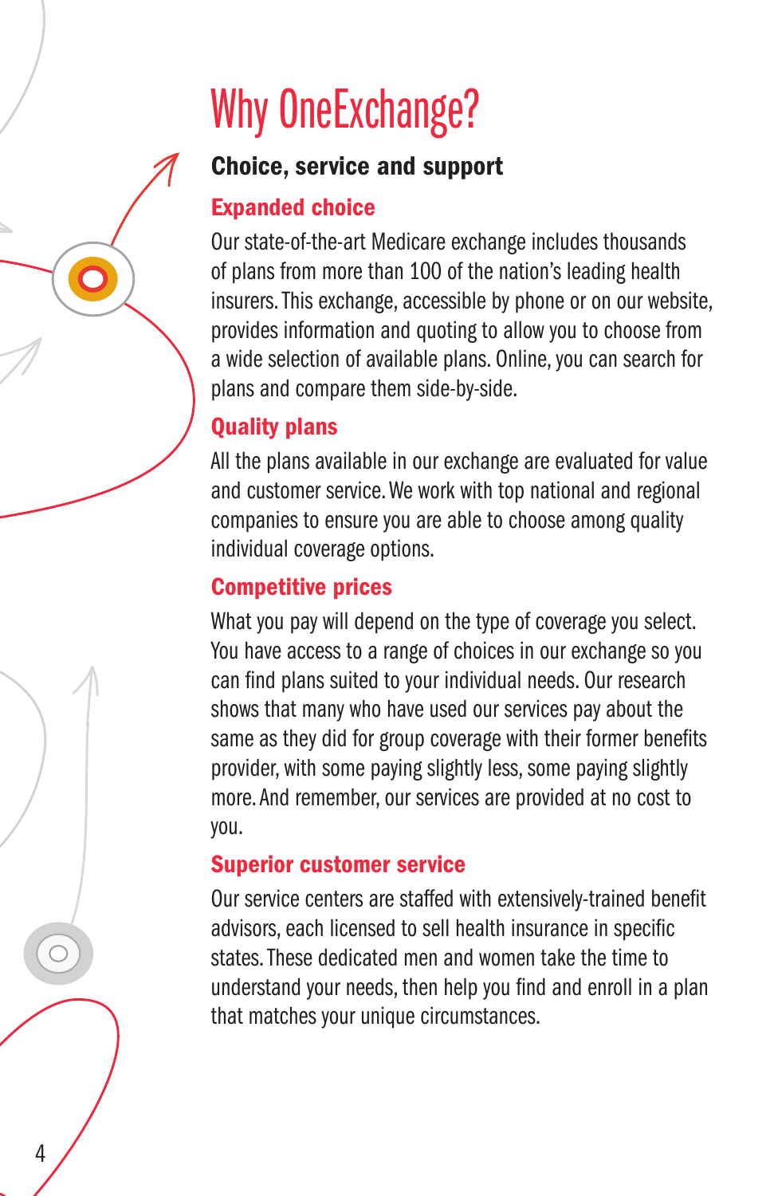# Why OneExchange?

## Choice, service and support

### Expanded choice

Our state-of-the-art Medicare exchange includes thousands of plans from more than 100 of the nation's leading health insurers. This exchange, accessible by phone or on our website, provides information and quoting to allow you to choose from a wide selection of available plans. Online, you can search for plans and compare them side-by-side.

### Quality plans

All the plans available in our exchange are evaluated for value and customer service. We work with top national and regional companies to ensure you are able to choose among quality individual coverage options.

### Competitive prices

What you pay will depend on the type of coverage you select. You have access to a range of choices in our exchange so you can find plans suited to your individual needs. Our research shows that many who have used our services pay about the same as they did for group coverage with their former benefits provider, with some paying slightly less, some paying slightly more. And remember, our services are provided at no cost to you.

### Superior customer service

Our service centers are staffed with extensively-trained benefit advisors, each licensed to sell health insurance in specific states. These dedicated men and women take the time to understand your needs, then help you find and enroll in a plan that matches your unique circumstances.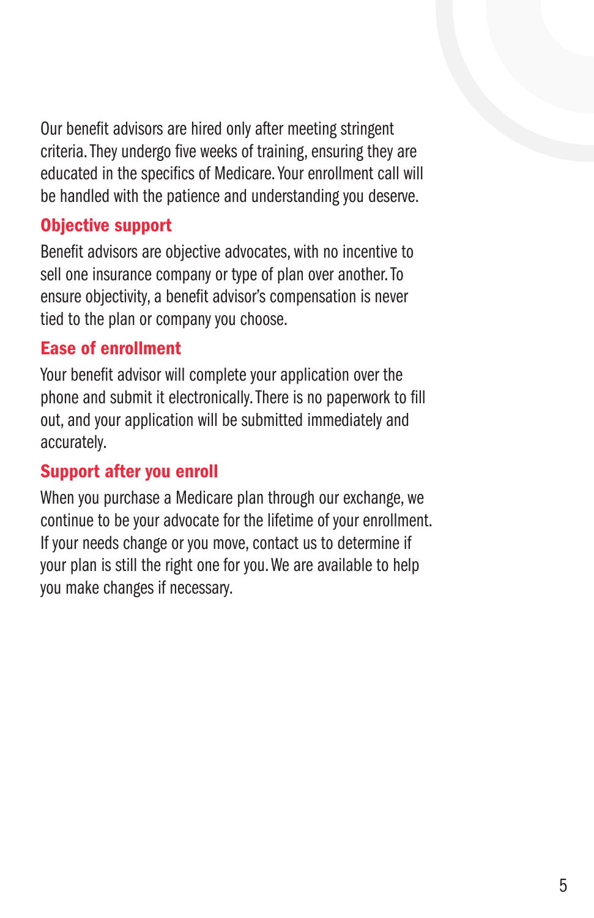Our benefit advisors are hired only after meeting stringent criteria. They undergo five weeks of training, ensuring they are educated in the specifics of Medicare. Your enrollment call will be handled with the patience and understanding you deserve.

## Objective support

Benefit advisors are objective advocates, with no incentive to sell one insurance company or type of plan over another. To ensure objectivity, a benefit advisor's compensation is never tied to the plan or company you choose.

## Ease of enrollment

Your benefit advisor will complete your application over the phone and submit it electronically. There is no paperwork to fill out, and your application will be submitted immediately and accurately.

## Support after you enroll

When you purchase a Medicare plan through our exchange, we continue to be your advocate for the lifetime of your enrollment. If your needs change or you move, contact us to determine if your plan is still the right one for you. We are available to help you make changes if necessary.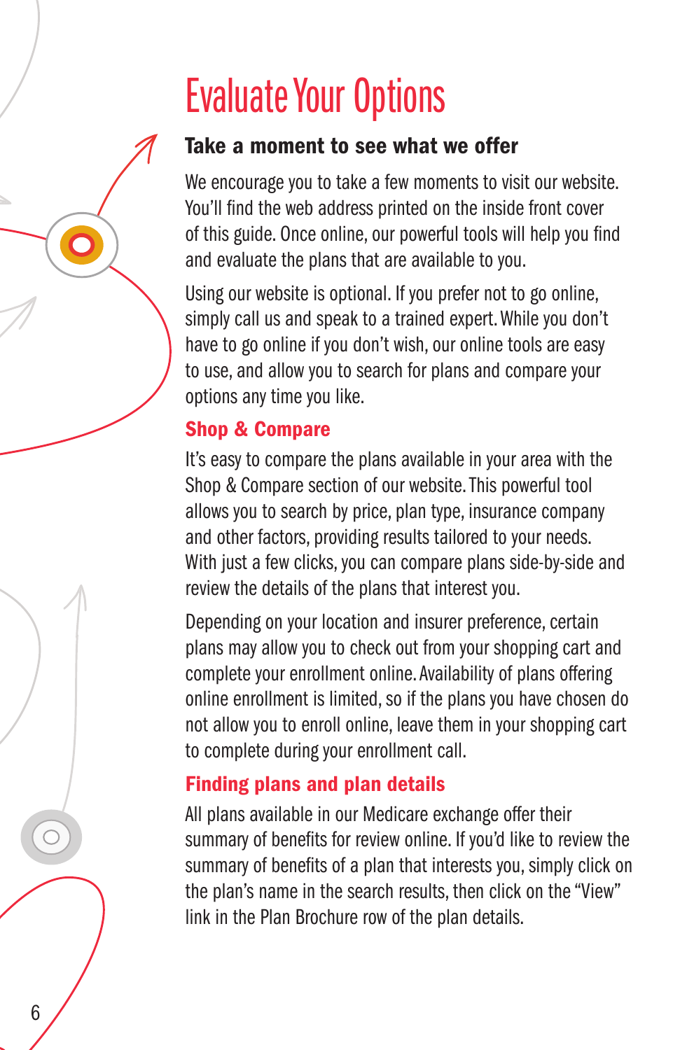# Evaluate Your Options

## Take a moment to see what we offer

We encourage you to take a few moments to visit our website. You'll find the web address printed on the inside front cover of this guide. Once online, our powerful tools will help you find and evaluate the plans that are available to you.

Using our website is optional. If you prefer not to go online, simply call us and speak to a trained expert. While you don't have to go online if you don't wish, our online tools are easy to use, and allow you to search for plans and compare your options any time you like.

### Shop & Compare

It's easy to compare the plans available in your area with the Shop & Compare section of our website. This powerful tool allows you to search by price, plan type, insurance company and other factors, providing results tailored to your needs. With just a few clicks, you can compare plans side-by-side and review the details of the plans that interest you.

Depending on your location and insurer preference, certain plans may allow you to check out from your shopping cart and complete your enrollment online. Availability of plans offering online enrollment is limited, so if the plans you have chosen do not allow you to enroll online, leave them in your shopping cart to complete during your enrollment call.

### Finding plans and plan details

All plans available in our Medicare exchange offer their summary of benefits for review online. If you'd like to review the summary of benefits of a plan that interests you, simply click on the plan's name in the search results, then click on the "View" link in the Plan Brochure row of the plan details.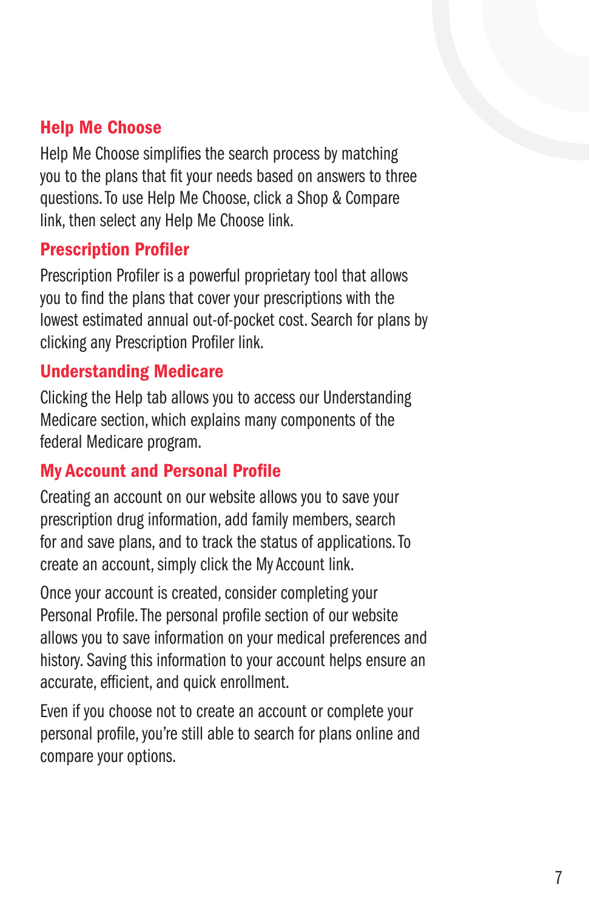## Help Me Choose

Help Me Choose simplifies the search process by matching you to the plans that fit your needs based on answers to three questions. To use Help Me Choose, click a Shop & Compare link, then select any Help Me Choose link.

## Prescription Profiler

Prescription Profiler is a powerful proprietary tool that allows you to find the plans that cover your prescriptions with the lowest estimated annual out-of-pocket cost. Search for plans by clicking any Prescription Profiler link.

## Understanding Medicare

Clicking the Help tab allows you to access our Understanding Medicare section, which explains many components of the federal Medicare program.

## My Account and Personal Profile

Creating an account on our website allows you to save your prescription drug information, add family members, search for and save plans, and to track the status of applications. To create an account, simply click the My Account link.

Once your account is created, consider completing your Personal Profile. The personal profile section of our website allows you to save information on your medical preferences and history. Saving this information to your account helps ensure an accurate, efficient, and quick enrollment.

Even if you choose not to create an account or complete your personal profile, you're still able to search for plans online and compare your options.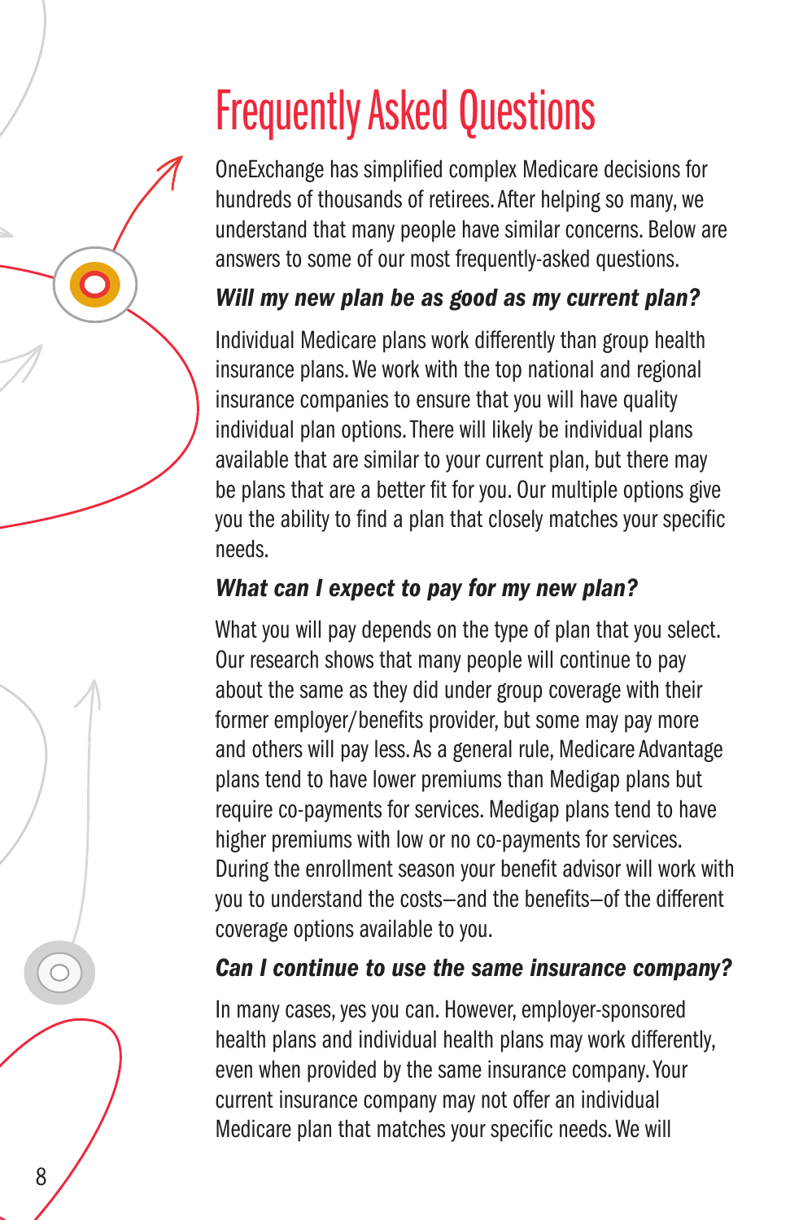# Frequently Asked Questions

OneExchange has simplified complex Medicare decisions for hundreds of thousands of retirees. After helping so many, we understand that many people have similar concerns. Below are answers to some of our most frequently-asked questions.

### *Will my new plan be as good as my current plan?*

Individual Medicare plans work differently than group health insurance plans. We work with the top national and regional insurance companies to ensure that you will have quality individual plan options. There will likely be individual plans available that are similar to your current plan, but there may be plans that are a better fit for you. Our multiple options give you the ability to find a plan that closely matches your specific needs.

### *What can I expect to pay for my new plan?*

What you will pay depends on the type of plan that you select. Our research shows that many people will continue to pay about the same as they did under group coverage with their former employer/benefits provider, but some may pay more and others will pay less. As a general rule, Medicare Advantage plans tend to have lower premiums than Medigap plans but require co-payments for services. Medigap plans tend to have higher premiums with low or no co-payments for services. During the enrollment season your benefit advisor will work with you to understand the costs–and the benefits–of the different coverage options available to you.

### *Can I continue to use the same insurance company?*

In many cases, yes you can. However, employer-sponsored health plans and individual health plans may work differently, even when provided by the same insurance company. Your current insurance company may not offer an individual Medicare plan that matches your specific needs. We will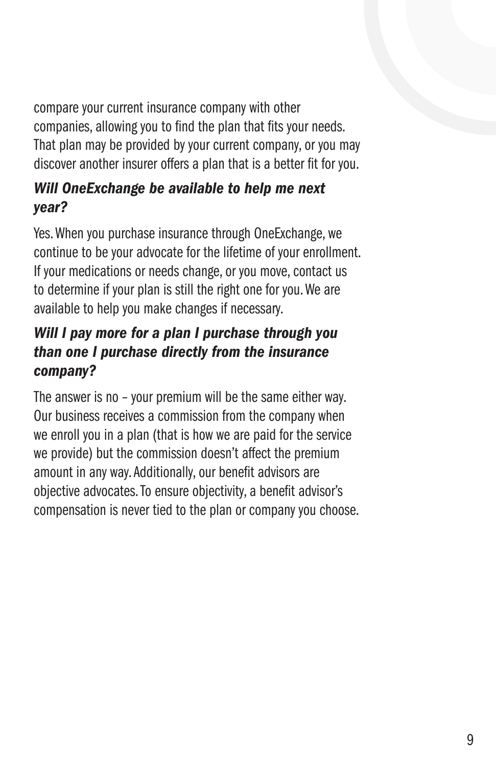compare your current insurance company with other companies, allowing you to find the plan that fits your needs. That plan may be provided by your current company, or you may discover another insurer offers a plan that is a better fit for you.

### *Will OneExchange be available to help me next year?*

Yes. When you purchase insurance through OneExchange, we continue to be your advocate for the lifetime of your enrollment. If your medications or needs change, or you move, contact us to determine if your plan is still the right one for you. We are available to help you make changes if necessary.

### *Will I pay more for a plan I purchase through you than one I purchase directly from the insurance company?*

The answer is no – your premium will be the same either way. Our business receives a commission from the company when we enroll you in a plan (that is how we are paid for the service we provide) but the commission doesn't affect the premium amount in any way. Additionally, our benefit advisors are objective advocates. To ensure objectivity, a benefit advisor's compensation is never tied to the plan or company you choose.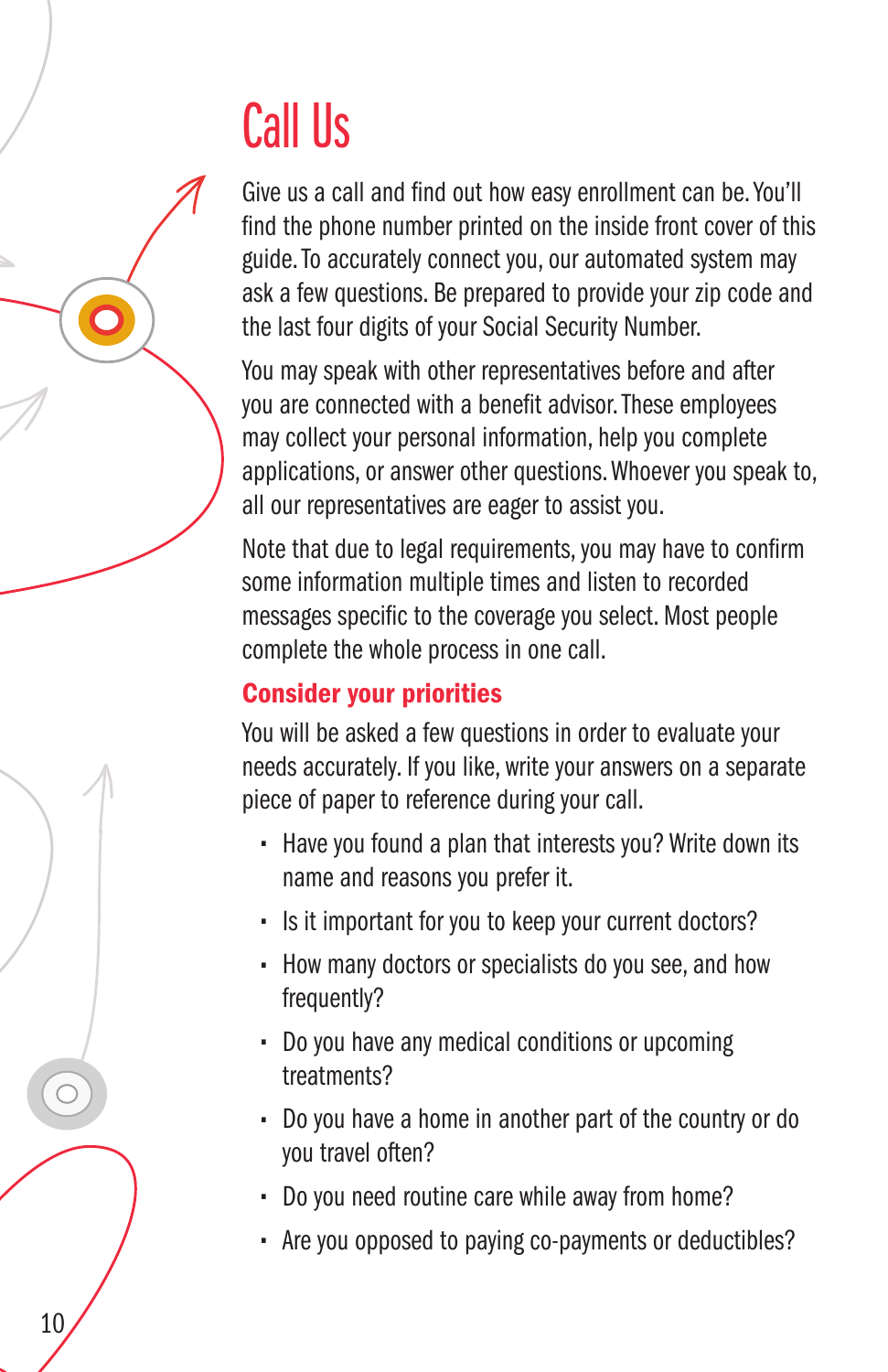# Call Us

Give us a call and find out how easy enrollment can be. You'll find the phone number printed on the inside front cover of this guide. To accurately connect you, our automated system may ask a few questions. Be prepared to provide your zip code and the last four digits of your Social Security Number.

You may speak with other representatives before and after you are connected with a benefit advisor. These employees may collect your personal information, help you complete applications, or answer other questions. Whoever you speak to, all our representatives are eager to assist you.

Note that due to legal requirements, you may have to confirm some information multiple times and listen to recorded messages specific to the coverage you select. Most people complete the whole process in one call.

## Consider your priorities

You will be asked a few questions in order to evaluate your needs accurately. If you like, write your answers on a separate piece of paper to reference during your call.

- Have you found a plan that interests you? Write down its name and reasons you prefer it.
- Is it important for you to keep your current doctors?
- How many doctors or specialists do you see, and how frequently?
- Do you have any medical conditions or upcoming treatments?
- Do you have a home in another part of the country or do you travel often?
- Do you need routine care while away from home?
- Are you opposed to paying co-payments or deductibles?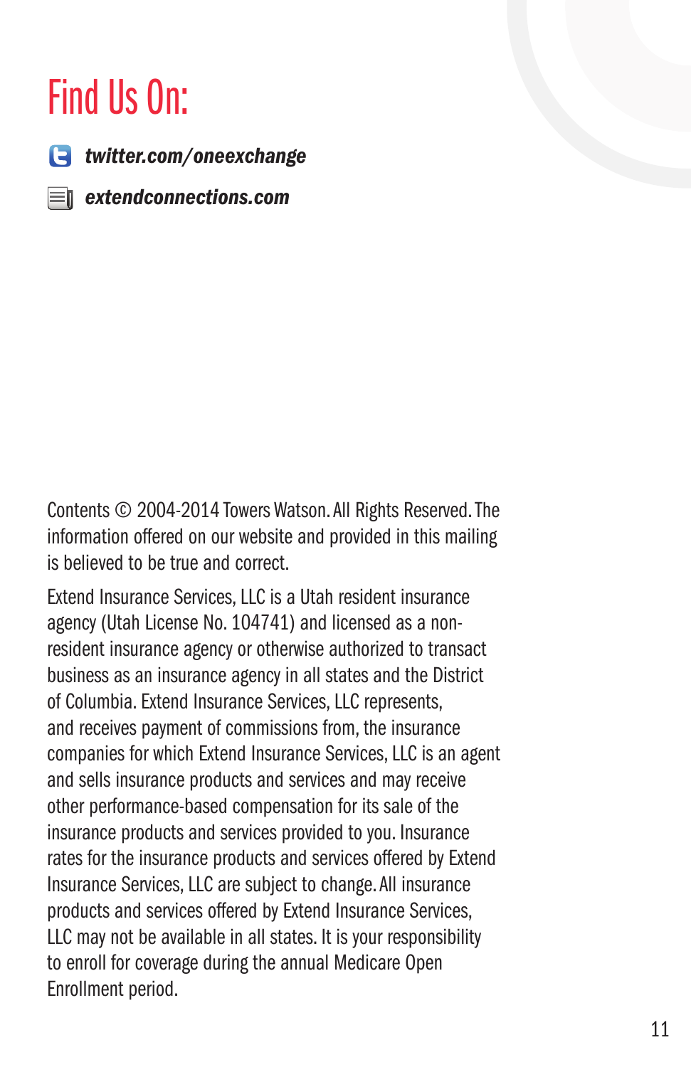# Find Us On:

***twitter.com/oneexchange***

***extendconnections.com***

Contents © 2004-2014 Towers Watson. All Rights Reserved. The information offered on our website and provided in this mailing is believed to be true and correct.

Extend Insurance Services, LLC is a Utah resident insurance agency (Utah License No. 104741) and licensed as a non-resident insurance agency or otherwise authorized to transact business as an insurance agency in all states and the District of Columbia. Extend Insurance Services, LLC represents, and receives payment of commissions from, the insurance companies for which Extend Insurance Services, LLC is an agent and sells insurance products and services and may receive other performance-based compensation for its sale of the insurance products and services provided to you. Insurance rates for the insurance products and services offered by Extend Insurance Services, LLC are subject to change. All insurance products and services offered by Extend Insurance Services, LLC may not be available in all states. It is your responsibility to enroll for coverage during the annual Medicare Open Enrollment period.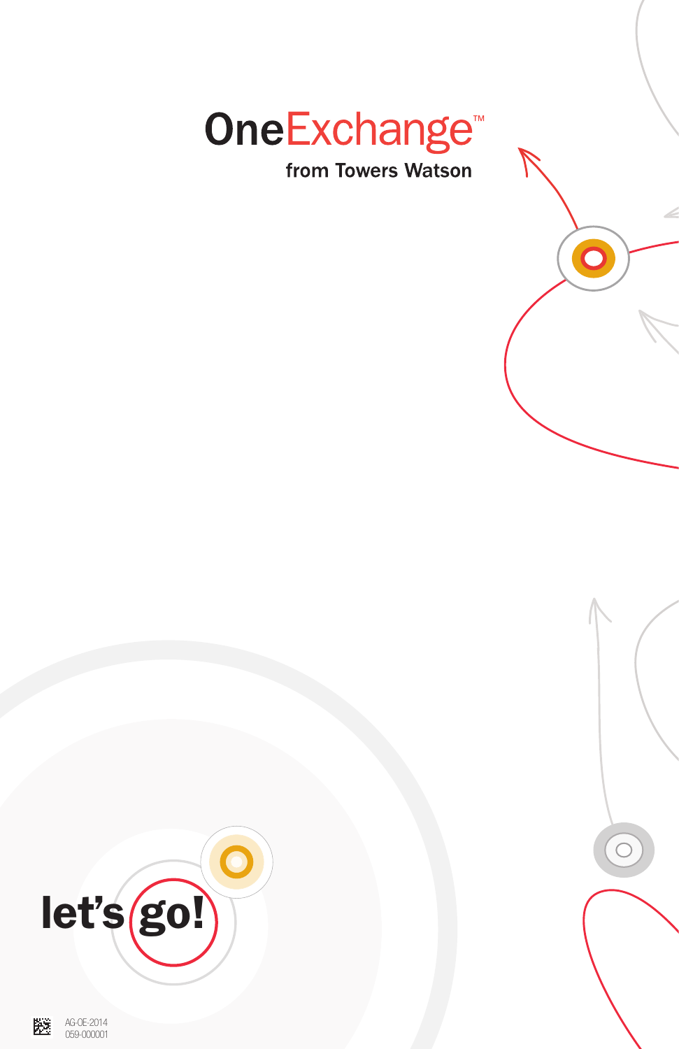# OneExchange™

from Towers Watson

let's go!

AG-OE-2014
059-000001